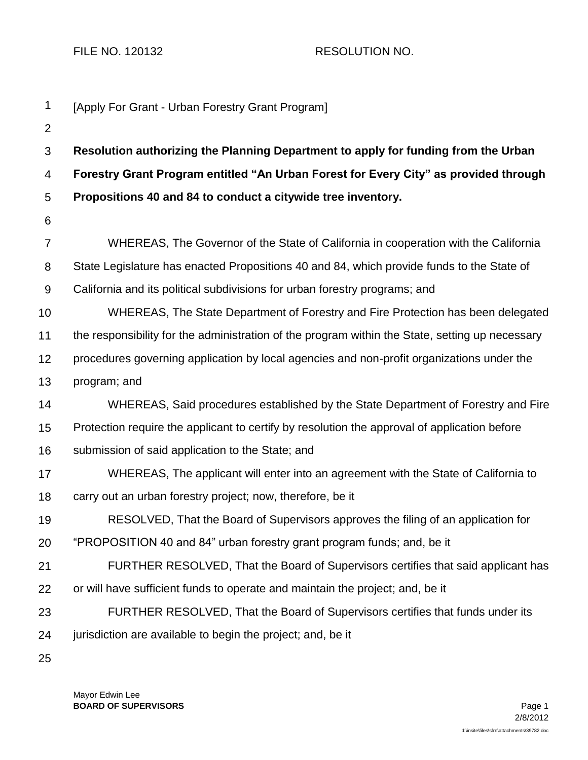FILE NO. 120132 RESOLUTION NO.

[Apply For Grant - Urban Forestry Grant Program]

**Resolution authorizing the Planning Department to apply for funding from the Urban Forestry Grant Program entitled "An Urban Forest for Every City" as provided through Propositions 40 and 84 to conduct a citywide tree inventory.**

WHEREAS, The Governor of the State of California in cooperation with the California State Legislature has enacted Propositions 40 and 84, which provide funds to the State of California and its political subdivisions for urban forestry programs; and

WHEREAS, The State Department of Forestry and Fire Protection has been delegated the responsibility for the administration of the program within the State, setting up necessary procedures governing application by local agencies and non-profit organizations under the program; and

WHEREAS, Said procedures established by the State Department of Forestry and Fire Protection require the applicant to certify by resolution the approval of application before submission of said application to the State; and

WHEREAS, The applicant will enter into an agreement with the State of California to carry out an urban forestry project; now, therefore, be it

RESOLVED, That the Board of Supervisors approves the filing of an application for "PROPOSITION 40 and 84" urban forestry grant program funds; and, be it

FURTHER RESOLVED, That the Board of Supervisors certifies that said applicant has or will have sufficient funds to operate and maintain the project; and, be it

FURTHER RESOLVED, That the Board of Supervisors certifies that funds under its jurisdiction are available to begin the project; and, be it

Mayor Edwin Lee
**BOARD OF SUPERVISORS**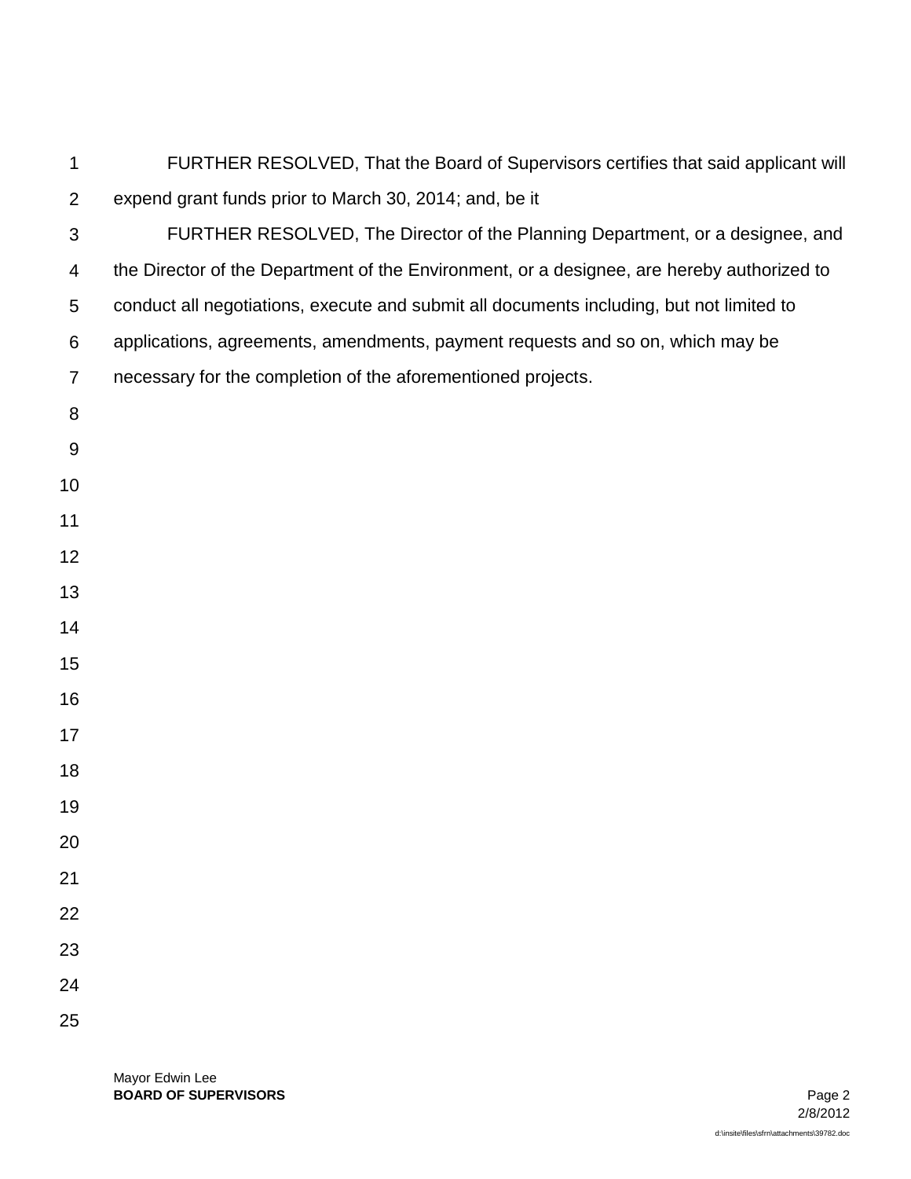FURTHER RESOLVED, That the Board of Supervisors certifies that said applicant will expend grant funds prior to March 30, 2014; and, be it

FURTHER RESOLVED, The Director of the Planning Department, or a designee, and the Director of the Department of the Environment, or a designee, are hereby authorized to conduct all negotiations, execute and submit all documents including, but not limited to applications, agreements, amendments, payment requests and so on, which may be necessary for the completion of the aforementioned projects.